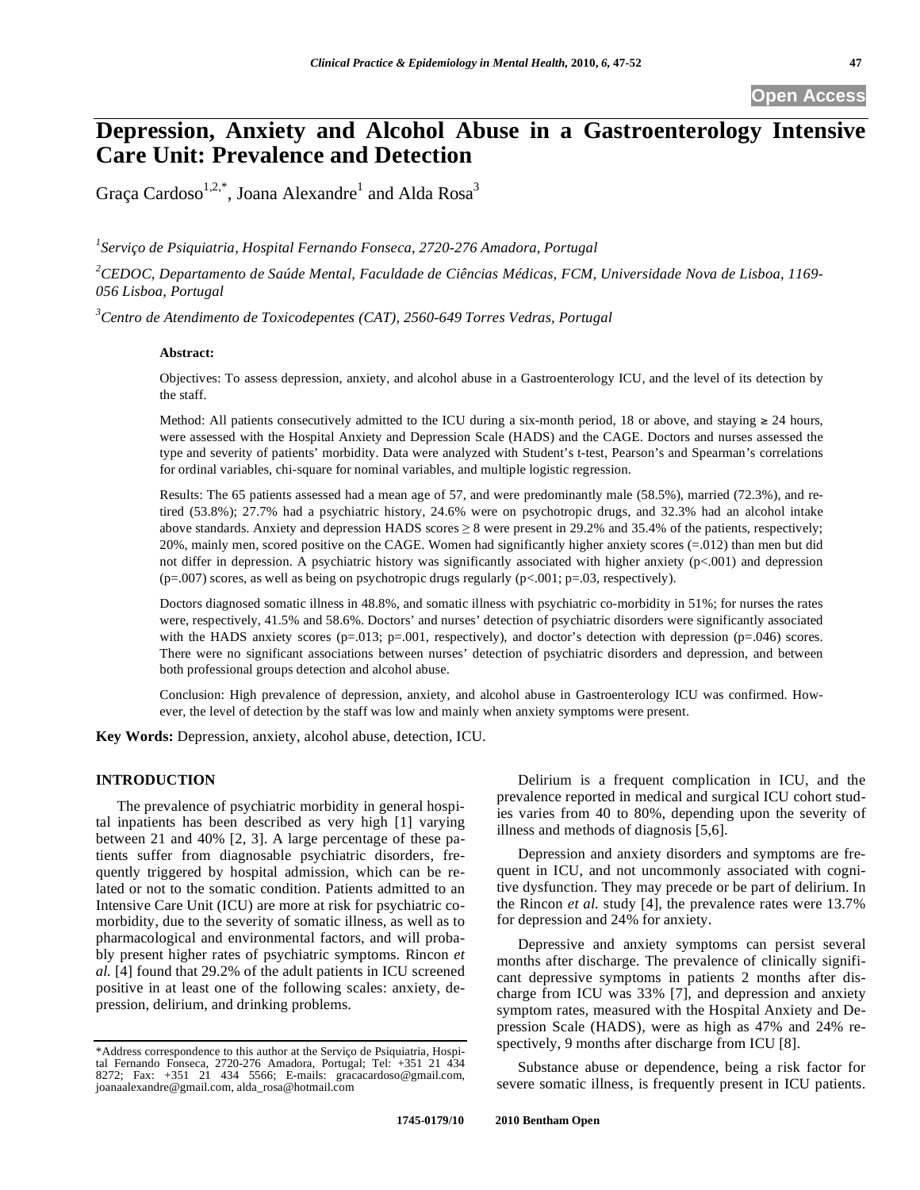# Depression, Anxiety and Alcohol Abuse in a Gastroenterology Intensive Care Unit: Prevalence and Detection

Graça Cardoso[1,2,*], Joana Alexandre[1] and Alda Rosa[3]

[1]*Serviço de Psiquiatria, Hospital Fernando Fonseca, 2720-276 Amadora, Portugal*

[2]*CEDOC, Departamento de Saúde Mental, Faculdade de Ciências Médicas, FCM, Universidade Nova de Lisboa, 1169-056 Lisboa, Portugal*

[3]*Centro de Atendimento de Toxicodepentes (CAT), 2560-649 Torres Vedras, Portugal*

**Abstract:**

Objectives: To assess depression, anxiety, and alcohol abuse in a Gastroenterology ICU, and the level of its detection by the staff.

Method: All patients consecutively admitted to the ICU during a six-month period, 18 or above, and staying ≥ 24 hours, were assessed with the Hospital Anxiety and Depression Scale (HADS) and the CAGE. Doctors and nurses assessed the type and severity of patients' morbidity. Data were analyzed with Student's t-test, Pearson's and Spearman's correlations for ordinal variables, chi-square for nominal variables, and multiple logistic regression.

Results: The 65 patients assessed had a mean age of 57, and were predominantly male (58.5%), married (72.3%), and retired (53.8%); 27.7% had a psychiatric history, 24.6% were on psychotropic drugs, and 32.3% had an alcohol intake above standards. Anxiety and depression HADS scores ≥ 8 were present in 29.2% and 35.4% of the patients, respectively; 20%, mainly men, scored positive on the CAGE. Women had significantly higher anxiety scores (=.012) than men but did not differ in depression. A psychiatric history was significantly associated with higher anxiety ($p<.001$) and depression ($p=.007$) scores, as well as being on psychotropic drugs regularly ($p<.001$; $p=.03$, respectively).

Doctors diagnosed somatic illness in 48.8%, and somatic illness with psychiatric co-morbidity in 51%; for nurses the rates were, respectively, 41.5% and 58.6%. Doctors' and nurses' detection of psychiatric disorders were significantly associated with the HADS anxiety scores ($p=.013$; $p=.001$, respectively), and doctor's detection with depression ($p=.046$) scores. There were no significant associations between nurses' detection of psychiatric disorders and depression, and between both professional groups detection and alcohol abuse.

Conclusion: High prevalence of depression, anxiety, and alcohol abuse in Gastroenterology ICU was confirmed. However, the level of detection by the staff was low and mainly when anxiety symptoms were present.

**Key Words:** Depression, anxiety, alcohol abuse, detection, ICU.

## INTRODUCTION

The prevalence of psychiatric morbidity in general hospital inpatients has been described as very high [1] varying between 21 and 40% [2, 3]. A large percentage of these patients suffer from diagnosable psychiatric disorders, frequently triggered by hospital admission, which can be related or not to the somatic condition. Patients admitted to an Intensive Care Unit (ICU) are more at risk for psychiatric co-morbidity, due to the severity of somatic illness, as well as to pharmacological and environmental factors, and will probably present higher rates of psychiatric symptoms. Rincon *et al.* [4] found that 29.2% of the adult patients in ICU screened positive in at least one of the following scales: anxiety, depression, delirium, and drinking problems.

Delirium is a frequent complication in ICU, and the prevalence reported in medical and surgical ICU cohort studies varies from 40 to 80%, depending upon the severity of illness and methods of diagnosis [5,6].

Depression and anxiety disorders and symptoms are frequent in ICU, and not uncommonly associated with cognitive dysfunction. They may precede or be part of delirium. In the Rincon *et al.* study [4], the prevalence rates were 13.7% for depression and 24% for anxiety.

Depressive and anxiety symptoms can persist several months after discharge. The prevalence of clinically significant depressive symptoms in patients 2 months after discharge from ICU was 33% [7], and depression and anxiety symptom rates, measured with the Hospital Anxiety and Depression Scale (HADS), were as high as 47% and 24% respectively, 9 months after discharge from ICU [8].

Substance abuse or dependence, being a risk factor for severe somatic illness, is frequently present in ICU patients.

*Address correspondence to this author at the Serviço de Psiquiatria, Hospital Fernando Fonseca, 2720-276 Amadora, Portugal; Tel: +351 21 434 8272; Fax: +351 21 434 5566; E-mails: gracacardoso@gmail.com, joanaalexandre@gmail.com, alda_rosa@hotmail.com

1745-0179/10 2010 Bentham Open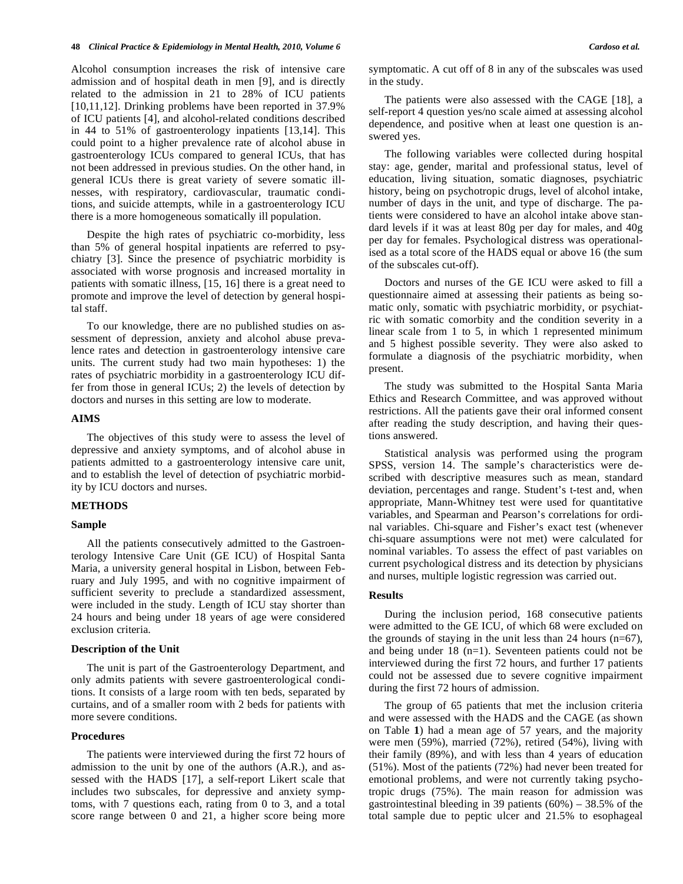Alcohol consumption increases the risk of intensive care admission and of hospital death in men [9], and is directly related to the admission in 21 to 28% of ICU patients [10,11,12]. Drinking problems have been reported in 37.9% of ICU patients [4], and alcohol-related conditions described in 44 to 51% of gastroenterology inpatients [13,14]. This could point to a higher prevalence rate of alcohol abuse in gastroenterology ICUs compared to general ICUs, that has not been addressed in previous studies. On the other hand, in general ICUs there is great variety of severe somatic illnesses, with respiratory, cardiovascular, traumatic conditions, and suicide attempts, while in a gastroenterology ICU there is a more homogeneous somatically ill population.

Despite the high rates of psychiatric co-morbidity, less than 5% of general hospital inpatients are referred to psychiatry [3]. Since the presence of psychiatric morbidity is associated with worse prognosis and increased mortality in patients with somatic illness, [15, 16] there is a great need to promote and improve the level of detection by general hospital staff.

To our knowledge, there are no published studies on assessment of depression, anxiety and alcohol abuse prevalence rates and detection in gastroenterology intensive care units. The current study had two main hypotheses: 1) the rates of psychiatric morbidity in a gastroenterology ICU differ from those in general ICUs; 2) the levels of detection by doctors and nurses in this setting are low to moderate.

## AIMS

The objectives of this study were to assess the level of depressive and anxiety symptoms, and of alcohol abuse in patients admitted to a gastroenterology intensive care unit, and to establish the level of detection of psychiatric morbidity by ICU doctors and nurses.

## METHODS

### Sample

All the patients consecutively admitted to the Gastroenterology Intensive Care Unit (GE ICU) of Hospital Santa Maria, a university general hospital in Lisbon, between February and July 1995, and with no cognitive impairment of sufficient severity to preclude a standardized assessment, were included in the study. Length of ICU stay shorter than 24 hours and being under 18 years of age were considered exclusion criteria.

### Description of the Unit

The unit is part of the Gastroenterology Department, and only admits patients with severe gastroenterological conditions. It consists of a large room with ten beds, separated by curtains, and of a smaller room with 2 beds for patients with more severe conditions.

### Procedures

The patients were interviewed during the first 72 hours of admission to the unit by one of the authors (A.R.), and assessed with the HADS [17], a self-report Likert scale that includes two subscales, for depressive and anxiety symptoms, with 7 questions each, rating from 0 to 3, and a total score range between 0 and 21, a higher score being more symptomatic. A cut off of 8 in any of the subscales was used in the study.

The patients were also assessed with the CAGE [18], a self-report 4 question yes/no scale aimed at assessing alcohol dependence, and positive when at least one question is answered yes.

The following variables were collected during hospital stay: age, gender, marital and professional status, level of education, living situation, somatic diagnoses, psychiatric history, being on psychotropic drugs, level of alcohol intake, number of days in the unit, and type of discharge. The patients were considered to have an alcohol intake above standard levels if it was at least 80g per day for males, and 40g per day for females. Psychological distress was operationalised as a total score of the HADS equal or above 16 (the sum of the subscales cut-off).

Doctors and nurses of the GE ICU were asked to fill a questionnaire aimed at assessing their patients as being somatic only, somatic with psychiatric morbidity, or psychiatric with somatic comorbity and the condition severity in a linear scale from 1 to 5, in which 1 represented minimum and 5 highest possible severity. They were also asked to formulate a diagnosis of the psychiatric morbidity, when present.

The study was submitted to the Hospital Santa Maria Ethics and Research Committee, and was approved without restrictions. All the patients gave their oral informed consent after reading the study description, and having their questions answered.

Statistical analysis was performed using the program SPSS, version 14. The sample's characteristics were described with descriptive measures such as mean, standard deviation, percentages and range. Student's t-test and, when appropriate, Mann-Whitney test were used for quantitative variables, and Spearman and Pearson's correlations for ordinal variables. Chi-square and Fisher's exact test (whenever chi-square assumptions were not met) were calculated for nominal variables. To assess the effect of past variables on current psychological distress and its detection by physicians and nurses, multiple logistic regression was carried out.

### Results

During the inclusion period, 168 consecutive patients were admitted to the GE ICU, of which 68 were excluded on the grounds of staying in the unit less than 24 hours (n=67), and being under 18 (n=1). Seventeen patients could not be interviewed during the first 72 hours, and further 17 patients could not be assessed due to severe cognitive impairment during the first 72 hours of admission.

The group of 65 patients that met the inclusion criteria and were assessed with the HADS and the CAGE (as shown on Table **1**) had a mean age of 57 years, and the majority were men (59%), married (72%), retired (54%), living with their family (89%), and with less than 4 years of education (51%). Most of the patients (72%) had never been treated for emotional problems, and were not currently taking psychotropic drugs (75%). The main reason for admission was gastrointestinal bleeding in 39 patients (60%) – 38.5% of the total sample due to peptic ulcer and 21.5% to esophageal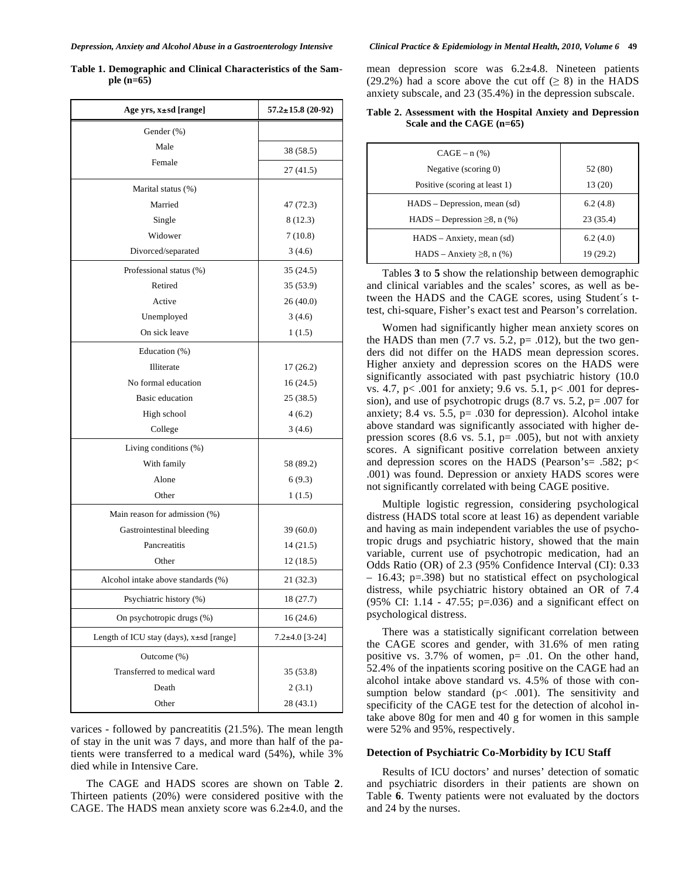**Table 1. Demographic and Clinical Characteristics of the Sample (n=65)**

| Age yrs, x±sd [range] | 57.2±15.8 (20-92) |
|---|---|
| Gender (%) | |
| Male | 38 (58.5) |
| Female | 27 (41.5) |
| Marital status (%) | |
| Married | 47 (72.3) |
| Single | 8 (12.3) |
| Widower | 7 (10.8) |
| Divorced/separated | 3 (4.6) |
| Professional status (%) | 35 (24.5) |
| Retired | 35 (53.9) |
| Active | 26 (40.0) |
| Unemployed | 3 (4.6) |
| On sick leave | 1 (1.5) |
| Education (%) | |
| Illiterate | 17 (26.2) |
| No formal education | 16 (24.5) |
| Basic education | 25 (38.5) |
| High school | 4 (6.2) |
| College | 3 (4.6) |
| Living conditions (%) | |
| With family | 58 (89.2) |
| Alone | 6 (9.3) |
| Other | 1 (1.5) |
| Main reason for admission (%) | |
| Gastrointestinal bleeding | 39 (60.0) |
| Pancreatitis | 14 (21.5) |
| Other | 12 (18.5) |
| Alcohol intake above standards (%) | 21 (32.3) |
| Psychiatric history (%) | 18 (27.7) |
| On psychotropic drugs (%) | 16 (24.6) |
| Length of ICU stay (days), x±sd [range] | 7.2±4.0 [3-24] |
| Outcome (%) | |
| Transferred to medical ward | 35 (53.8) |
| Death | 2 (3.1) |
| Other | 28 (43.1) |

varices - followed by pancreatitis (21.5%). The mean length of stay in the unit was 7 days, and more than half of the patients were transferred to a medical ward (54%), while 3% died while in Intensive Care.

The CAGE and HADS scores are shown on Table **2**. Thirteen patients (20%) were considered positive with the CAGE. The HADS mean anxiety score was 6.2±4.0, and the mean depression score was 6.2±4.8. Nineteen patients (29.2%) had a score above the cut off ($\geq$ 8) in the HADS anxiety subscale, and 23 (35.4%) in the depression subscale.

**Table 2. Assessment with the Hospital Anxiety and Depression Scale and the CAGE (n=65)**

| CAGE – n (%) | |
|---|---|
| Negative (scoring 0) | 52 (80) |
| Positive (scoring at least 1) | 13 (20) |
| HADS – Depression, mean (sd) | 6.2 (4.8) |
| HADS – Depression $\geq$8, n (%) | 23 (35.4) |
| HADS – Anxiety, mean (sd) | 6.2 (4.0) |
| HADS – Anxiety $\geq$8, n (%) | 19 (29.2) |

Tables **3** to **5** show the relationship between demographic and clinical variables and the scales' scores, as well as between the HADS and the CAGE scores, using Student´s t-test, chi-square, Fisher's exact test and Pearson's correlation.

Women had significantly higher mean anxiety scores on the HADS than men (7.7 vs. 5.2, p= .012), but the two genders did not differ on the HADS mean depression scores. Higher anxiety and depression scores on the HADS were significantly associated with past psychiatric history (10.0 vs. 4.7, p< .001 for anxiety; 9.6 vs. 5.1, p< .001 for depression), and use of psychotropic drugs (8.7 vs. 5.2, p= .007 for anxiety; 8.4 vs. 5.5, p= .030 for depression). Alcohol intake above standard was significantly associated with higher depression scores (8.6 vs. 5.1, p= .005), but not with anxiety scores. A significant positive correlation between anxiety and depression scores on the HADS (Pearson's= .582; p< .001) was found. Depression or anxiety HADS scores were not significantly correlated with being CAGE positive.

Multiple logistic regression, considering psychological distress (HADS total score at least 16) as dependent variable and having as main independent variables the use of psychotropic drugs and psychiatric history, showed that the main variable, current use of psychotropic medication, had an Odds Ratio (OR) of 2.3 (95% Confidence Interval (CI): 0.33 – 16.43; p=.398) but no statistical effect on psychological distress, while psychiatric history obtained an OR of 7.4 (95% CI: 1.14 - 47.55; p=.036) and a significant effect on psychological distress.

There was a statistically significant correlation between the CAGE scores and gender, with 31.6% of men rating positive vs. 3.7% of women, p= .01. On the other hand, 52.4% of the inpatients scoring positive on the CAGE had an alcohol intake above standard vs. 4.5% of those with consumption below standard (p< .001). The sensitivity and specificity of the CAGE test for the detection of alcohol intake above 80g for men and 40 g for women in this sample were 52% and 95%, respectively.

### Detection of Psychiatric Co-Morbidity by ICU Staff

Results of ICU doctors' and nurses' detection of somatic and psychiatric disorders in their patients are shown on Table **6**. Twenty patients were not evaluated by the doctors and 24 by the nurses.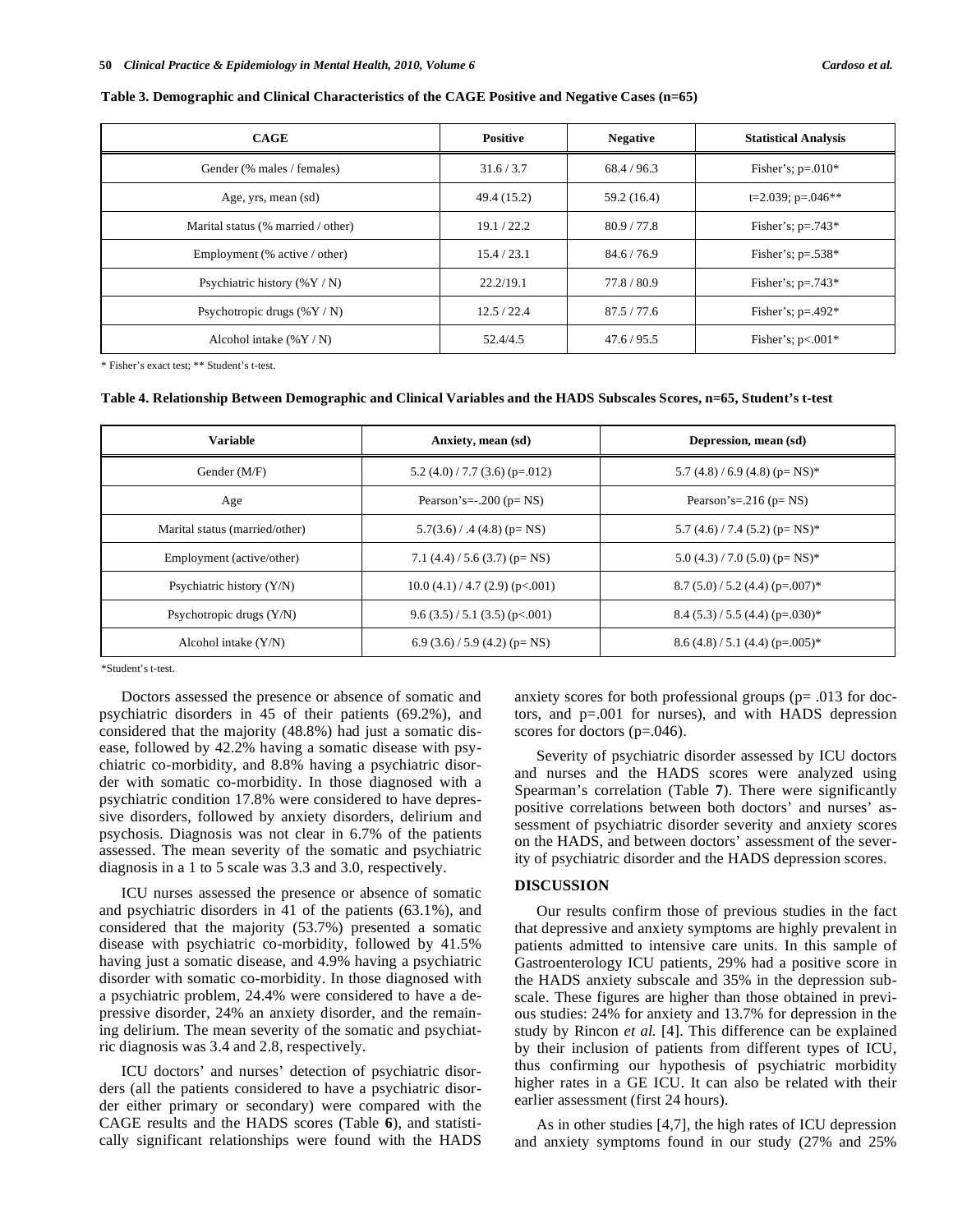**Table 3. Demographic and Clinical Characteristics of the CAGE Positive and Negative Cases (n=65)**

| CAGE | Positive | Negative | Statistical Analysis |
|---|---|---|---|
| Gender (% males / females) | 31.6 / 3.7 | 68.4 / 96.3 | Fisher's; p=.010* |
| Age, yrs, mean (sd) | 49.4 (15.2) | 59.2 (16.4) | t=2.039; p=.046** |
| Marital status (% married / other) | 19.1 / 22.2 | 80.9 / 77.8 | Fisher's; p=.743* |
| Employment (% active / other) | 15.4 / 23.1 | 84.6 / 76.9 | Fisher's; p=.538* |
| Psychiatric history (%Y / N) | 22.2/19.1 | 77.8 / 80.9 | Fisher's; p=.743* |
| Psychotropic drugs (%Y / N) | 12.5 / 22.4 | 87.5 / 77.6 | Fisher's; p=.492* |
| Alcohol intake (%Y / N) | 52.4/4.5 | 47.6 / 95.5 | Fisher's; p<.001* |

\* Fisher's exact test; ** Student's t-test.

**Table 4. Relationship Between Demographic and Clinical Variables and the HADS Subscales Scores, n=65, Student's t-test**

| Variable | Anxiety, mean (sd) | Depression, mean (sd) |
|---|---|---|
| Gender (M/F) | 5.2 (4.0) / 7.7 (3.6) (p=.012) | 5.7 (4.8) / 6.9 (4.8) (p= NS)* |
| Age | Pearson's=-.200 (p= NS) | Pearson's=.216 (p= NS) |
| Marital status (married/other) | 5.7(3.6) / .4 (4.8) (p= NS) | 5.7 (4.6) / 7.4 (5.2) (p= NS)* |
| Employment (active/other) | 7.1 (4.4) / 5.6 (3.7) (p= NS) | 5.0 (4.3) / 7.0 (5.0) (p= NS)* |
| Psychiatric history (Y/N) | 10.0 (4.1) / 4.7 (2.9) (p<.001) | 8.7 (5.0) / 5.2 (4.4) (p=.007)* |
| Psychotropic drugs (Y/N) | 9.6 (3.5) / 5.1 (3.5) (p<.001) | 8.4 (5.3) / 5.5 (4.4) (p=.030)* |
| Alcohol intake (Y/N) | 6.9 (3.6) / 5.9 (4.2) (p= NS) | 8.6 (4.8) / 5.1 (4.4) (p=.005)* |

\*Student's t-test.

Doctors assessed the presence or absence of somatic and psychiatric disorders in 45 of their patients (69.2%), and considered that the majority (48.8%) had just a somatic disease, followed by 42.2% having a somatic disease with psychiatric co-morbidity, and 8.8% having a psychiatric disorder with somatic co-morbidity. In those diagnosed with a psychiatric condition 17.8% were considered to have depressive disorders, followed by anxiety disorders, delirium and psychosis. Diagnosis was not clear in 6.7% of the patients assessed. The mean severity of the somatic and psychiatric diagnosis in a 1 to 5 scale was 3.3 and 3.0, respectively.

ICU nurses assessed the presence or absence of somatic and psychiatric disorders in 41 of the patients (63.1%), and considered that the majority (53.7%) presented a somatic disease with psychiatric co-morbidity, followed by 41.5% having just a somatic disease, and 4.9% having a psychiatric disorder with somatic co-morbidity. In those diagnosed with a psychiatric problem, 24.4% were considered to have a depressive disorder, 24% an anxiety disorder, and the remaining delirium. The mean severity of the somatic and psychiatric diagnosis was 3.4 and 2.8, respectively.

ICU doctors' and nurses' detection of psychiatric disorders (all the patients considered to have a psychiatric disorder either primary or secondary) were compared with the CAGE results and the HADS scores (Table **6**), and statistically significant relationships were found with the HADS anxiety scores for both professional groups (p= .013 for doctors, and p=.001 for nurses), and with HADS depression scores for doctors (p=.046).

Severity of psychiatric disorder assessed by ICU doctors and nurses and the HADS scores were analyzed using Spearman's correlation (Table **7**). There were significantly positive correlations between both doctors' and nurses' assessment of psychiatric disorder severity and anxiety scores on the HADS, and between doctors' assessment of the severity of psychiatric disorder and the HADS depression scores.

## DISCUSSION

Our results confirm those of previous studies in the fact that depressive and anxiety symptoms are highly prevalent in patients admitted to intensive care units. In this sample of Gastroenterology ICU patients, 29% had a positive score in the HADS anxiety subscale and 35% in the depression subscale. These figures are higher than those obtained in previous studies: 24% for anxiety and 13.7% for depression in the study by Rincon *et al.* [4]. This difference can be explained by their inclusion of patients from different types of ICU, thus confirming our hypothesis of psychiatric morbidity higher rates in a GE ICU. It can also be related with their earlier assessment (first 24 hours).

As in other studies [4,7], the high rates of ICU depression and anxiety symptoms found in our study (27% and 25%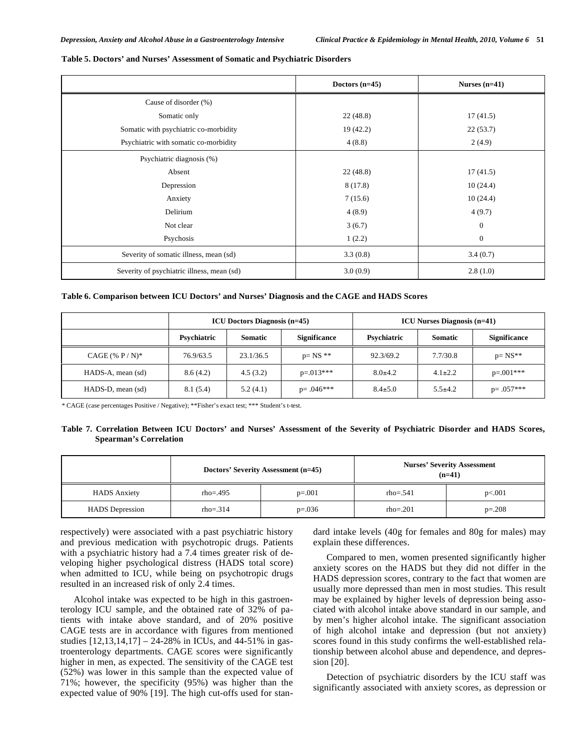**Table 5. Doctors' and Nurses' Assessment of Somatic and Psychiatric Disorders**

| | Doctors (n=45) | Nurses (n=41) |
|---|---|---|
| Cause of disorder (%) | | |
| Somatic only | 22 (48.8) | 17 (41.5) |
| Somatic with psychiatric co-morbidity | 19 (42.2) | 22 (53.7) |
| Psychiatric with somatic co-morbidity | 4 (8.8) | 2 (4.9) |
| Psychiatric diagnosis (%) | | |
| Absent | 22 (48.8) | 17 (41.5) |
| Depression | 8 (17.8) | 10 (24.4) |
| Anxiety | 7 (15.6) | 10 (24.4) |
| Delirium | 4 (8.9) | 4 (9.7) |
| Not clear | 3 (6.7) | 0 |
| Psychosis | 1 (2.2) | 0 |
| Severity of somatic illness, mean (sd) | 3.3 (0.8) | 3.4 (0.7) |
| Severity of psychiatric illness, mean (sd) | 3.0 (0.9) | 2.8 (1.0) |

**Table 6. Comparison between ICU Doctors' and Nurses' Diagnosis and the CAGE and HADS Scores**

| | ICU Doctors Diagnosis (n=45) | | | ICU Nurses Diagnosis (n=41) | | |
|---|---|---|---|---|---|---|
| | Psychiatric | Somatic | Significance | Psychiatric | Somatic | Significance |
| CAGE (% P / N)* | 76.9/63.5 | 23.1/36.5 | p= NS ** | 92.3/69.2 | 7.7/30.8 | p= NS** |
| HADS-A, mean (sd) | 8.6 (4.2) | 4.5 (3.2) | p=.013*** | 8.0±4.2 | 4.1±2.2 | p=.001*** |
| HADS-D, mean (sd) | 8.1 (5.4) | 5.2 (4.1) | p= .046*** | 8.4±5.0 | 5.5±4.2 | p= .057*** |

\* CAGE (case percentages Positive / Negative); **Fisher's exact test; *** Student's t-test.

**Table 7. Correlation Between ICU Doctors' and Nurses' Assessment of the Severity of Psychiatric Disorder and HADS Scores, Spearman's Correlation**

| | Doctors' Severity Assessment (n=45) | | Nurses' Severity Assessment (n=41) | |
|---|---|---|---|---|
| HADS Anxiety | rho=.495 | p=.001 | rho=.541 | p<.001 |
| HADS Depression | rho=.314 | p=.036 | rho=.201 | p=.208 |

respectively) were associated with a past psychiatric history and previous medication with psychotropic drugs. Patients with a psychiatric history had a 7.4 times greater risk of developing higher psychological distress (HADS total score) when admitted to ICU, while being on psychotropic drugs resulted in an increased risk of only 2.4 times.

Alcohol intake was expected to be high in this gastroenterology ICU sample, and the obtained rate of 32% of patients with intake above standard, and of 20% positive CAGE tests are in accordance with figures from mentioned studies [12,13,14,17] – 24-28% in ICUs, and 44-51% in gastroenterology departments. CAGE scores were significantly higher in men, as expected. The sensitivity of the CAGE test (52%) was lower in this sample than the expected value of 71%; however, the specificity (95%) was higher than the expected value of 90% [19]. The high cut-offs used for standard intake levels (40g for females and 80g for males) may explain these differences.

Compared to men, women presented significantly higher anxiety scores on the HADS but they did not differ in the HADS depression scores, contrary to the fact that women are usually more depressed than men in most studies. This result may be explained by higher levels of depression being associated with alcohol intake above standard in our sample, and by men's higher alcohol intake. The significant association of high alcohol intake and depression (but not anxiety) scores found in this study confirms the well-established relationship between alcohol abuse and dependence, and depression [20].

Detection of psychiatric disorders by the ICU staff was significantly associated with anxiety scores, as depression or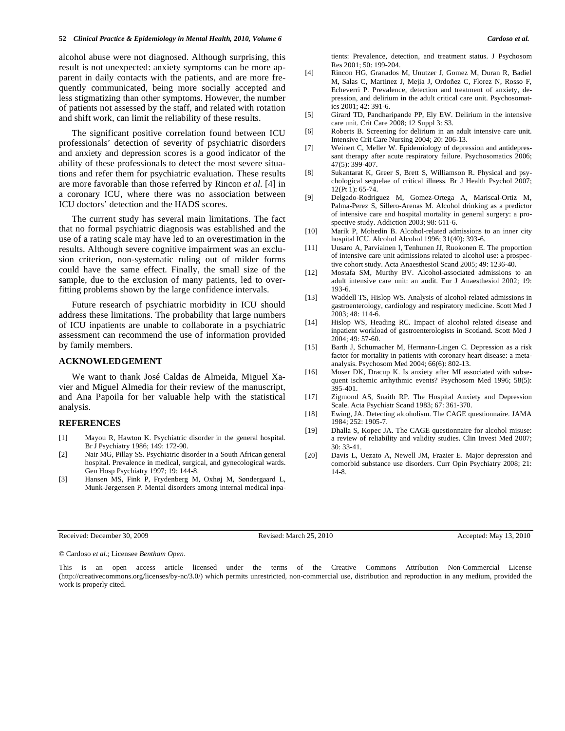alcohol abuse were not diagnosed. Although surprising, this result is not unexpected: anxiety symptoms can be more apparent in daily contacts with the patients, and are more frequently communicated, being more socially accepted and less stigmatizing than other symptoms. However, the number of patients not assessed by the staff, and related with rotation and shift work, can limit the reliability of these results.

The significant positive correlation found between ICU professionals' detection of severity of psychiatric disorders and anxiety and depression scores is a good indicator of the ability of these professionals to detect the most severe situations and refer them for psychiatric evaluation. These results are more favorable than those referred by Rincon *et al.* [4] in a coronary ICU, where there was no association between ICU doctors' detection and the HADS scores.

The current study has several main limitations. The fact that no formal psychiatric diagnosis was established and the use of a rating scale may have led to an overestimation in the results. Although severe cognitive impairment was an exclusion criterion, non-systematic ruling out of milder forms could have the same effect. Finally, the small size of the sample, due to the exclusion of many patients, led to overfitting problems shown by the large confidence intervals.

Future research of psychiatric morbidity in ICU should address these limitations. The probability that large numbers of ICU inpatients are unable to collaborate in a psychiatric assessment can recommend the use of information provided by family members.

## ACKNOWLEDGEMENT

We want to thank José Caldas de Almeida, Miguel Xavier and Miguel Almedia for their review of the manuscript, and Ana Papoila for her valuable help with the statistical analysis.

## REFERENCES

[1] Mayou R, Hawton K. Psychiatric disorder in the general hospital. Br J Psychiatry 1986; 149: 172-90.

[2] Nair MG, Pillay SS. Psychiatric disorder in a South African general hospital. Prevalence in medical, surgical, and gynecological wards. Gen Hosp Psychiatry 1997; 19: 144-8.

[3] Hansen MS, Fink P, Frydenberg M, Oxhøj M, Søndergaard L, Munk-Jørgensen P. Mental disorders among internal medical inpatients: Prevalence, detection, and treatment status. J Psychosom Res 2001; 50: 199-204.

[4] Rincon HG, Granados M, Unutzer J, Gomez M, Duran R, Badiel M, Salas C, Martinez J, Mejia J, Ordoñez C, Florez N, Rosso F, Echeverri P. Prevalence, detection and treatment of anxiety, depression, and delirium in the adult critical care unit. Psychosomatics 2001; 42: 391-6.

[5] Girard TD, Pandharipande PP, Ely EW. Delirium in the intensive care unit. Crit Care 2008; 12 Suppl 3: S3.

[6] Roberts B. Screening for delirium in an adult intensive care unit. Intensive Crit Care Nursing 2004; 20: 206-13.

[7] Weinert C, Meller W. Epidemiology of depression and antidepressant therapy after acute respiratory failure. Psychosomatics 2006; 47(5): 399-407.

[8] Sukantarat K, Greer S, Brett S, Williamson R. Physical and psychological sequelae of critical illness. Br J Health Psychol 2007; 12(Pt 1): 65-74.

[9] Delgado-Rodriguez M, Gomez-Ortega A, Mariscal-Ortiz M, Palma-Perez S, Sillero-Arenas M. Alcohol drinking as a predictor of intensive care and hospital mortality in general surgery: a prospective study. Addiction 2003; 98: 611-6.

[10] Marik P, Mohedin B. Alcohol-related admissions to an inner city hospital ICU. Alcohol Alcohol 1996; 31(40): 393-6.

[11] Uusaro A, Parviainen I, Tenhunen JJ, Ruokonen E. The proportion of intensive care unit admissions related to alcohol use: a prospective cohort study. Acta Anaesthesiol Scand 2005; 49: 1236-40.

[12] Mostafa SM, Murthy BV. Alcohol-associated admissions to an adult intensive care unit: an audit. Eur J Anaesthesiol 2002; 19: 193-6.

[13] Waddell TS, Hislop WS. Analysis of alcohol-related admissions in gastroenterology, cardiology and respiratory medicine. Scott Med J 2003; 48: 114-6.

[14] Hislop WS, Heading RC. Impact of alcohol related disease and inpatient workload of gastroenterologists in Scotland. Scott Med J 2004; 49: 57-60.

[15] Barth J, Schumacher M, Hermann-Lingen C. Depression as a risk factor for mortality in patients with coronary heart disease: a meta-analysis. Psychosom Med 2004; 66(6): 802-13.

[16] Moser DK, Dracup K. Is anxiety after MI associated with subsequent ischemic arrhythmic events? Psychosom Med 1996; 58(5): 395-401.

[17] Zigmond AS, Snaith RP. The Hospital Anxiety and Depression Scale. Acta Psychiatr Scand 1983; 67: 361-370.

[18] Ewing, JA. Detecting alcoholism. The CAGE questionnaire. JAMA 1984; 252: 1905-7.

[19] Dhalla S, Kopec JA. The CAGE questionnaire for alcohol misuse: a review of reliability and validity studies. Clin Invest Med 2007; 30: 33-41.

[20] Davis L, Uezato A, Newell JM, Frazier E. Major depression and comorbid substance use disorders. Curr Opin Psychiatry 2008; 21: 14-8.

Received: December 30, 2009 Revised: March 25, 2010 Accepted: May 13, 2010

© Cardoso *et al.*; Licensee *Bentham Open*.

This is an open access article licensed under the terms of the Creative Commons Attribution Non-Commercial License (http://creativecommons.org/licenses/by-nc/3.0/) which permits unrestricted, non-commercial use, distribution and reproduction in any medium, provided the work is properly cited.